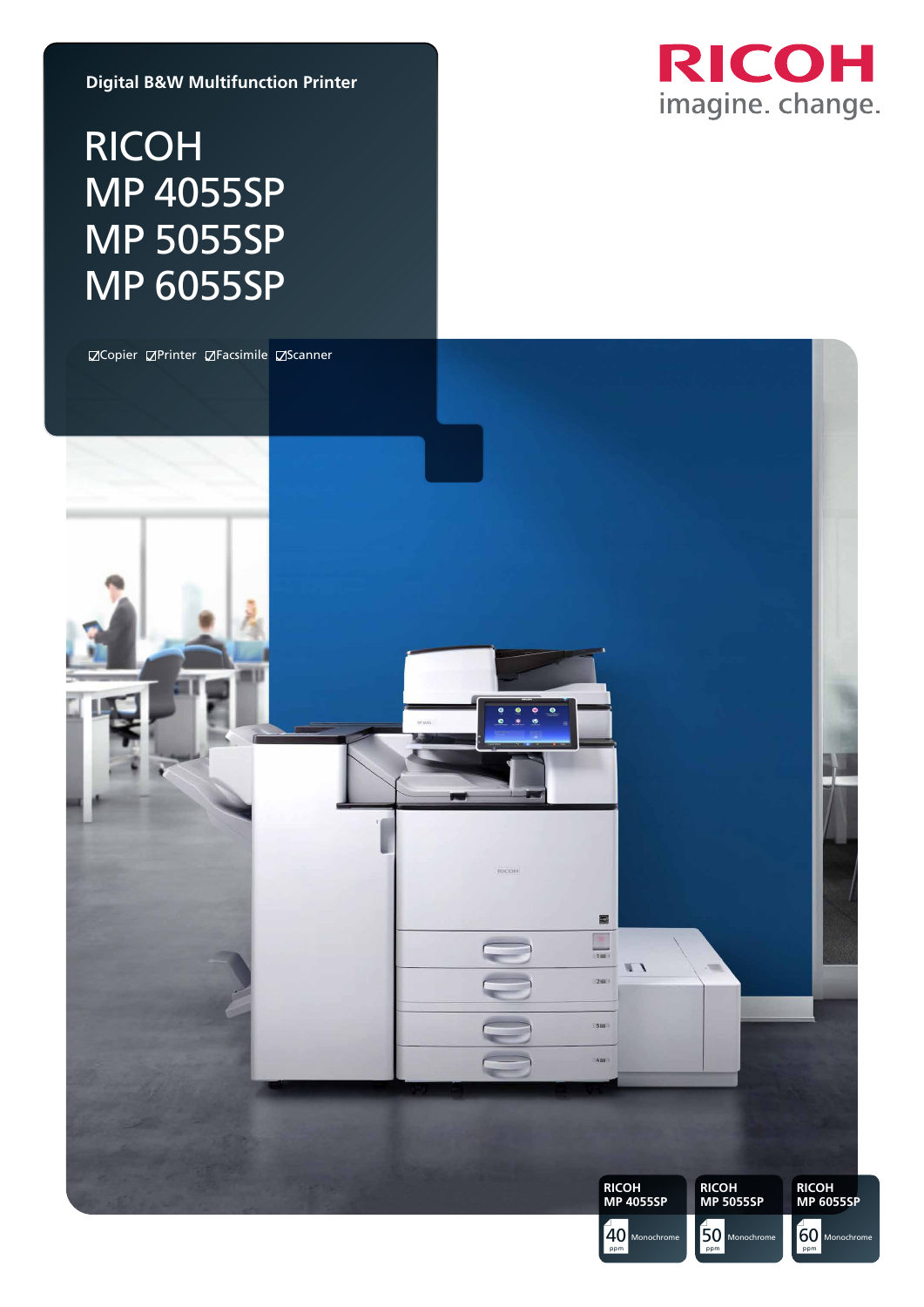Digital B&W Multifunction Printer

# RICOH MP 4055SP MP 5055SP MP 6055SP

☑Copier ☑Printer ☑Facsimile ☑Scanner

RICOH
imagine. change.

**RICOH MP 4055SP** — 40 ppm Monochrome

**RICOH MP 5055SP** — 50 ppm Monochrome

**RICOH MP 6055SP** — 60 ppm Monochrome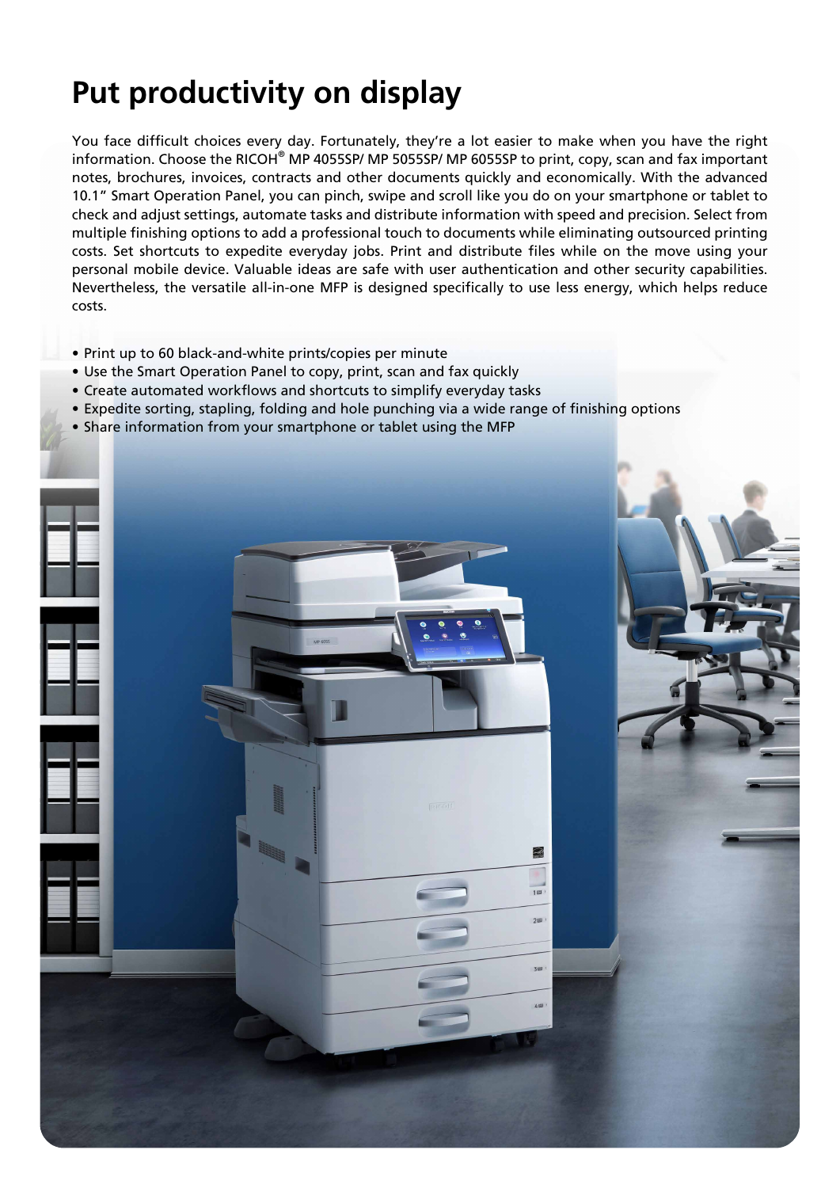# Put productivity on display

You face difficult choices every day. Fortunately, they're a lot easier to make when you have the right information. Choose the RICOH® MP 4055SP/ MP 5055SP/ MP 6055SP to print, copy, scan and fax important notes, brochures, invoices, contracts and other documents quickly and economically. With the advanced 10.1" Smart Operation Panel, you can pinch, swipe and scroll like you do on your smartphone or tablet to check and adjust settings, automate tasks and distribute information with speed and precision. Select from multiple finishing options to add a professional touch to documents while eliminating outsourced printing costs. Set shortcuts to expedite everyday jobs. Print and distribute files while on the move using your personal mobile device. Valuable ideas are safe with user authentication and other security capabilities. Nevertheless, the versatile all-in-one MFP is designed specifically to use less energy, which helps reduce costs.

- Print up to 60 black-and-white prints/copies per minute
- Use the Smart Operation Panel to copy, print, scan and fax quickly
- Create automated workflows and shortcuts to simplify everyday tasks
- Expedite sorting, stapling, folding and hole punching via a wide range of finishing options
- Share information from your smartphone or tablet using the MFP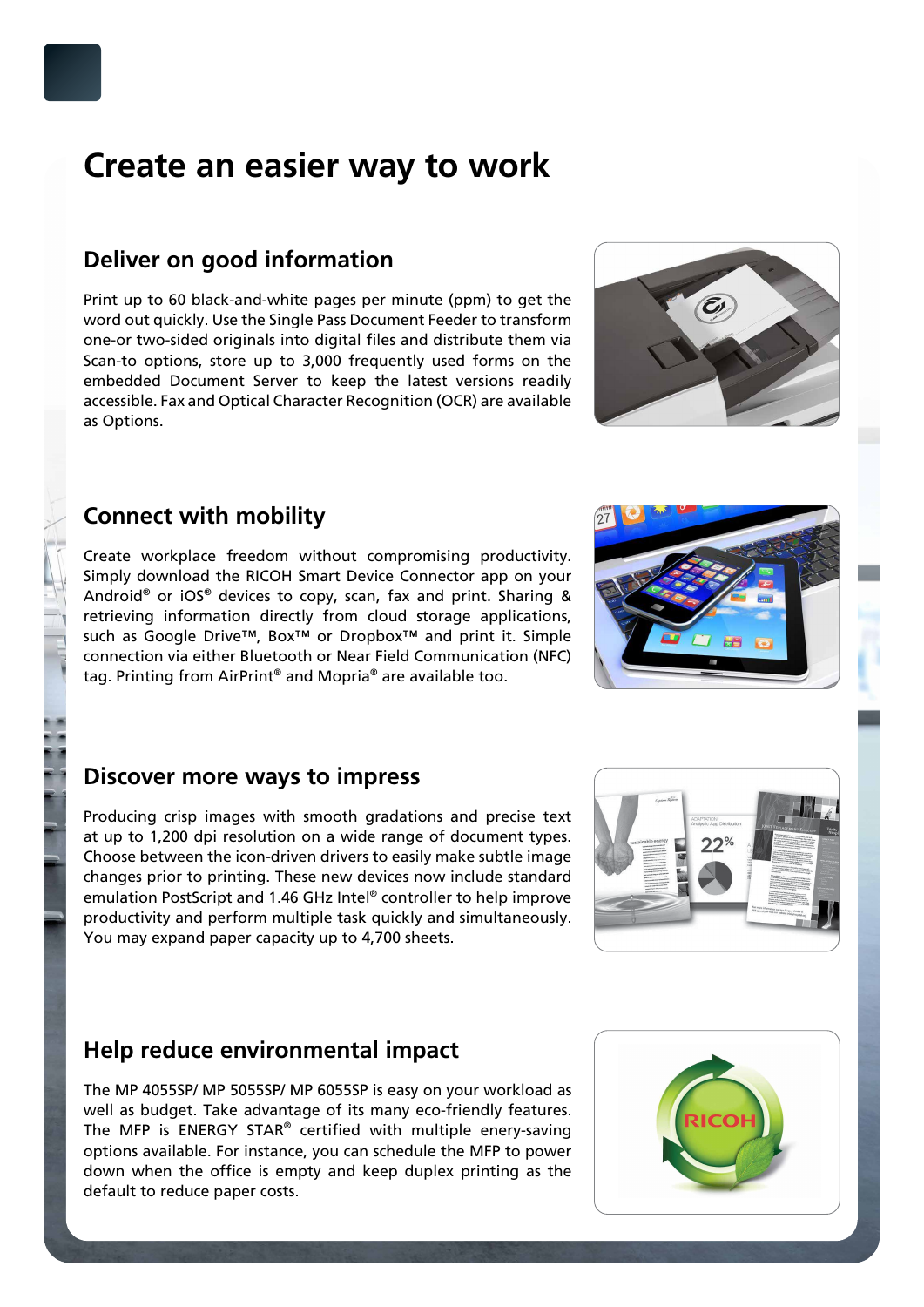# Create an easier way to work

## Deliver on good information

Print up to 60 black-and-white pages per minute (ppm) to get the word out quickly. Use the Single Pass Document Feeder to transform one-or two-sided originals into digital files and distribute them via Scan-to options, store up to 3,000 frequently used forms on the embedded Document Server to keep the latest versions readily accessible. Fax and Optical Character Recognition (OCR) are available as Options.

## Connect with mobility

Create workplace freedom without compromising productivity. Simply download the RICOH Smart Device Connector app on your Android® or iOS® devices to copy, scan, fax and print. Sharing & retrieving information directly from cloud storage applications, such as Google Drive™, Box™ or Dropbox™ and print it. Simple connection via either Bluetooth or Near Field Communication (NFC) tag. Printing from AirPrint® and Mopria® are available too.

## Discover more ways to impress

Producing crisp images with smooth gradations and precise text at up to 1,200 dpi resolution on a wide range of document types. Choose between the icon-driven drivers to easily make subtle image changes prior to printing. These new devices now include standard emulation PostScript and 1.46 GHz Intel® controller to help improve productivity and perform multiple task quickly and simultaneously. You may expand paper capacity up to 4,700 sheets.

## Help reduce environmental impact

The MP 4055SP/ MP 5055SP/ MP 6055SP is easy on your workload as well as budget. Take advantage of its many eco-friendly features. The MFP is ENERGY STAR® certified with multiple enery-saving options available. For instance, you can schedule the MFP to power down when the office is empty and keep duplex printing as the default to reduce paper costs.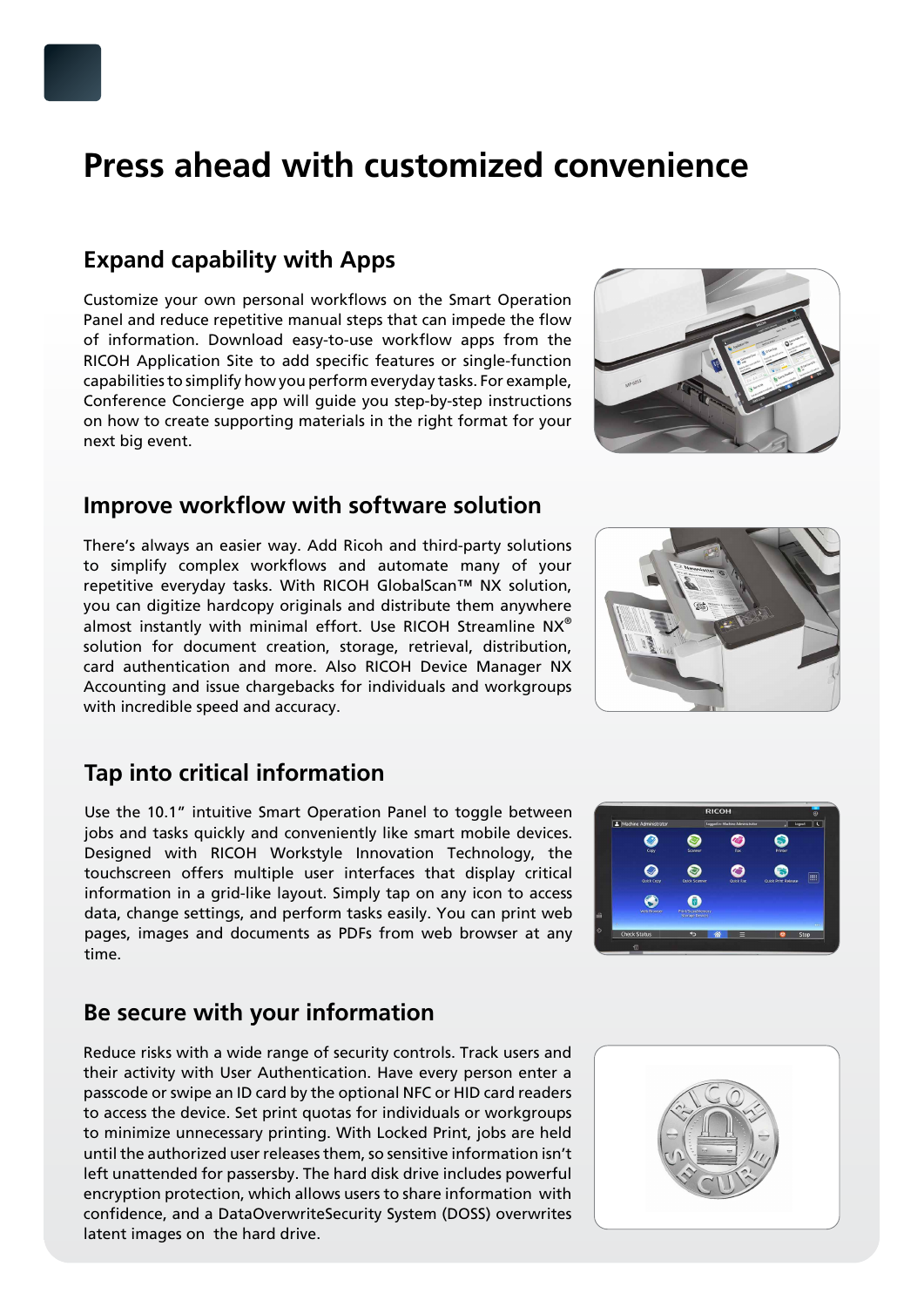# Press ahead with customized convenience

## Expand capability with Apps

Customize your own personal workflows on the Smart Operation Panel and reduce repetitive manual steps that can impede the flow of information. Download easy-to-use workflow apps from the RICOH Application Site to add specific features or single-function capabilities to simplify how you perform everyday tasks. For example, Conference Concierge app will guide you step-by-step instructions on how to create supporting materials in the right format for your next big event.

## Improve workflow with software solution

There's always an easier way. Add Ricoh and third-party solutions to simplify complex workflows and automate many of your repetitive everyday tasks. With RICOH GlobalScan™ NX solution, you can digitize hardcopy originals and distribute them anywhere almost instantly with minimal effort. Use RICOH Streamline NX® solution for document creation, storage, retrieval, distribution, card authentication and more. Also RICOH Device Manager NX Accounting and issue chargebacks for individuals and workgroups with incredible speed and accuracy.

## Tap into critical information

Use the 10.1" intuitive Smart Operation Panel to toggle between jobs and tasks quickly and conveniently like smart mobile devices. Designed with RICOH Workstyle Innovation Technology, the touchscreen offers multiple user interfaces that display critical information in a grid-like layout. Simply tap on any icon to access data, change settings, and perform tasks easily. You can print web pages, images and documents as PDFs from web browser at any time.

## Be secure with your information

Reduce risks with a wide range of security controls. Track users and their activity with User Authentication. Have every person enter a passcode or swipe an ID card by the optional NFC or HID card readers to access the device. Set print quotas for individuals or workgroups to minimize unnecessary printing. With Locked Print, jobs are held until the authorized user releases them, so sensitive information isn't left unattended for passersby. The hard disk drive includes powerful encryption protection, which allows users to share information with confidence, and a DataOverwriteSecurity System (DOSS) overwrites latent images on the hard drive.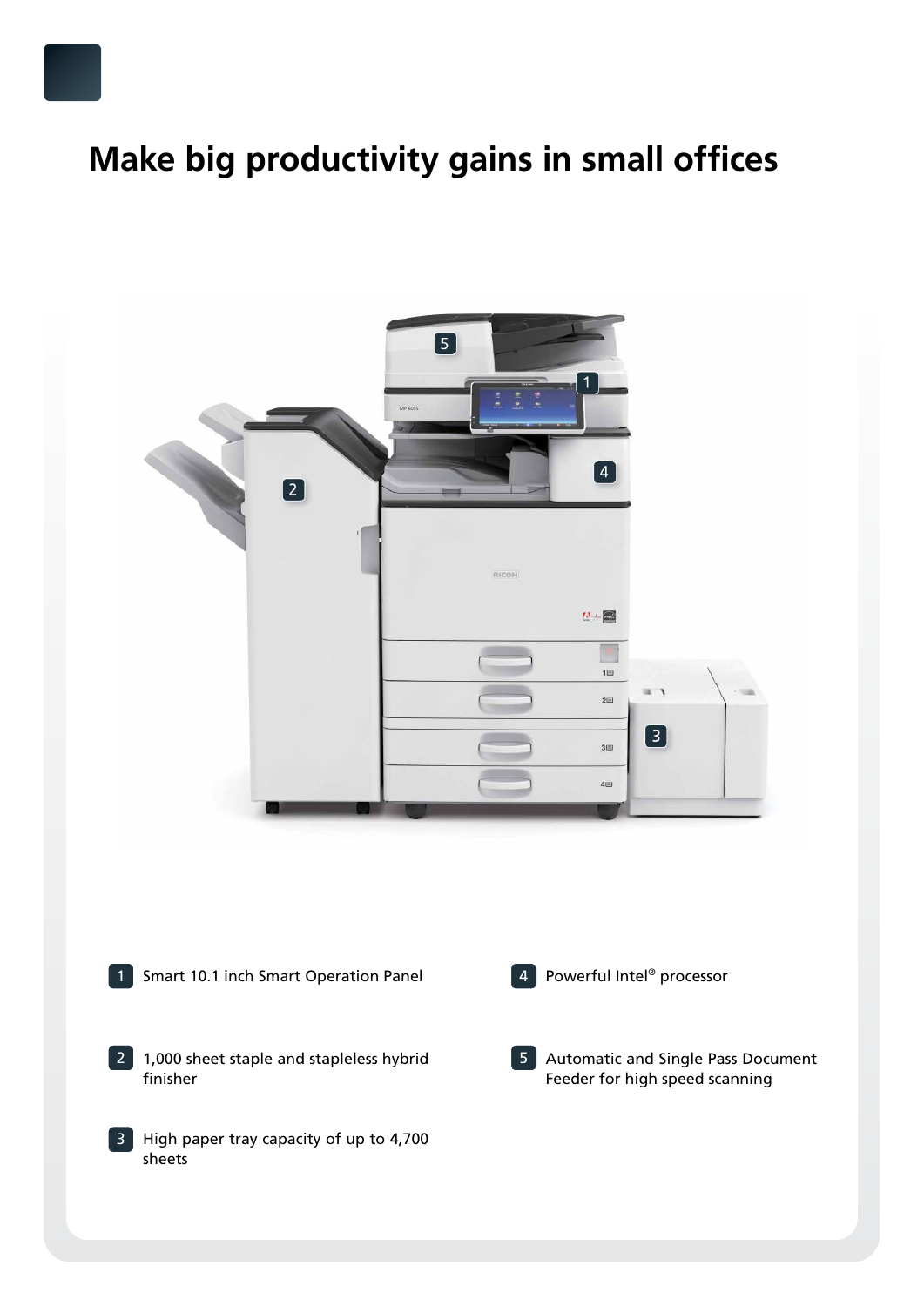# Make big productivity gains in small offices

1. Smart 10.1 inch Smart Operation Panel
2. 1,000 sheet staple and stapleless hybrid finisher
3. High paper tray capacity of up to 4,700 sheets
4. Powerful Intel® processor
5. Automatic and Single Pass Document Feeder for high speed scanning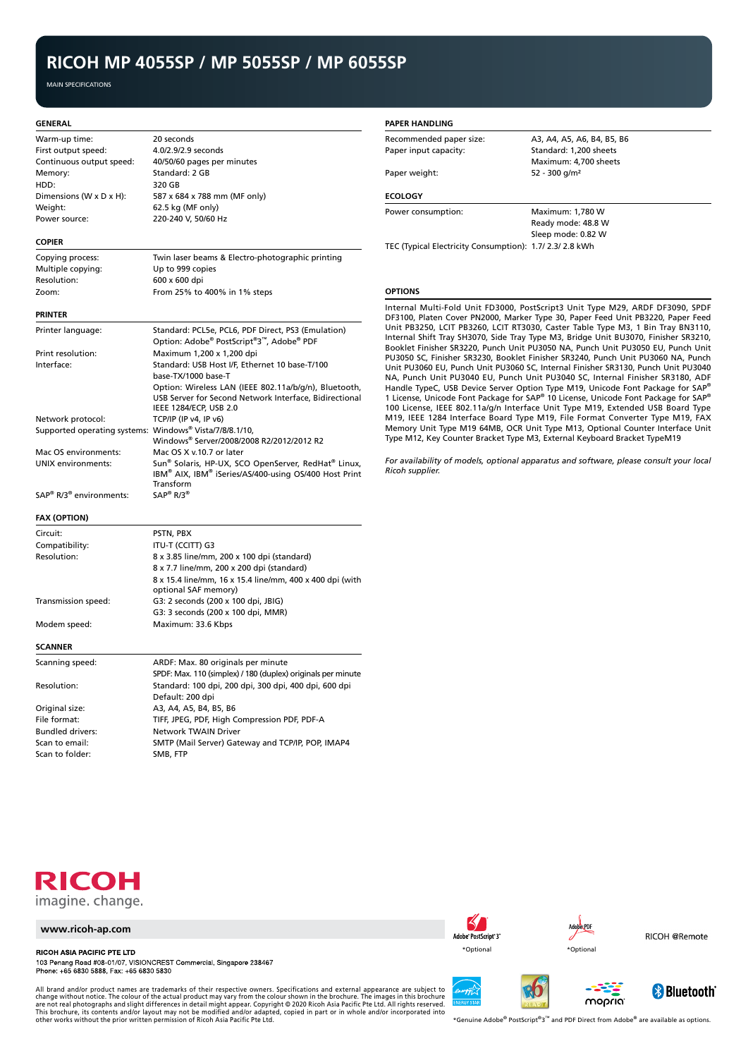# RICOH MP 4055SP / MP 5055SP / MP 6055SP

MAIN SPECIFICATIONS

## GENERAL

| | |
|---|---|
| Warm-up time: | 20 seconds |
| First output speed: | 4.0/2.9/2.9 seconds |
| Continuous output speed: | 40/50/60 pages per minutes |
| Memory: | Standard: 2 GB |
| HDD: | 320 GB |
| Dimensions (W x D x H): | 587 x 684 x 788 mm (MF only) |
| Weight: | 62.5 kg (MF only) |
| Power source: | 220-240 V, 50/60 Hz |

## COPIER

| | |
|---|---|
| Copying process: | Twin laser beams & Electro-photographic printing |
| Multiple copying: | Up to 999 copies |
| Resolution: | 600 x 600 dpi |
| Zoom: | From 25% to 400% in 1% steps |

## PRINTER

| | |
|---|---|
| Printer language: | Standard: PCL5e, PCL6, PDF Direct, PS3 (Emulation)<br>Option: Adobe® PostScript®3™, Adobe® PDF |
| Print resolution: | Maximum 1,200 x 1,200 dpi |
| Interface: | Standard: USB Host I/F, Ethernet 10 base-T/100 base-TX/1000 base-T<br>Option: Wireless LAN (IEEE 802.11a/b/g/n), Bluetooth, USB Server for Second Network Interface, Bidirectional IEEE 1284/ECP, USB 2.0 |
| Network protocol: | TCP/IP (IP v4, IP v6) |
| Supported operating systems: | Windows® Vista/7/8/8.1/10, Windows® Server/2008/2008 R2/2012/2012 R2 |
| Mac OS environments: | Mac OS X v.10.7 or later |
| UNIX environments: | Sun® Solaris, HP-UX, SCO OpenServer, RedHat® Linux, IBM® AIX, IBM® iSeries/AS/400-using OS/400 Host Print Transform |
| SAP® R/3® environments: | SAP® R/3® |

## FAX (OPTION)

| | |
|---|---|
| Circuit: | PSTN, PBX |
| Compatibility: | ITU-T (CCITT) G3 |
| Resolution: | 8 x 3.85 line/mm, 200 x 100 dpi (standard)<br>8 x 7.7 line/mm, 200 x 200 dpi (standard)<br>8 x 15.4 line/mm, 16 x 15.4 line/mm, 400 x 400 dpi (with optional SAF memory) |
| Transmission speed: | G3: 2 seconds (200 x 100 dpi, JBIG)<br>G3: 3 seconds (200 x 100 dpi, MMR) |
| Modem speed: | Maximum: 33.6 Kbps |

## SCANNER

| | |
|---|---|
| Scanning speed: | ARDF: Max. 80 originals per minute<br>SPDF: Max. 110 (simplex) / 180 (duplex) originals per minute |
| Resolution: | Standard: 100 dpi, 200 dpi, 300 dpi, 400 dpi, 600 dpi<br>Default: 200 dpi |
| Original size: | A3, A4, A5, B4, B5, B6 |
| File format: | TIFF, JPEG, PDF, High Compression PDF, PDF-A |
| Bundled drivers: | Network TWAIN Driver |
| Scan to email: | SMTP (Mail Server) Gateway and TCP/IP, POP, IMAP4 |
| Scan to folder: | SMB, FTP |

## PAPER HANDLING

| | |
|---|---|
| Recommended paper size: | A3, A4, A5, A6, B4, B5, B6 |
| Paper input capacity: | Standard: 1,200 sheets<br>Maximum: 4,700 sheets |
| Paper weight: | 52 - 300 g/m² |

## ECOLOGY

| | |
|---|---|
| Power consumption: | Maximum: 1,780 W<br>Ready mode: 48.8 W<br>Sleep mode: 0.82 W |
| TEC (Typical Electricity Consumption): | 1.7/ 2.3/ 2.8 kWh |

## OPTIONS

Internal Multi-Fold Unit FD3000, PostScript3 Unit Type M29, ARDF DF3090, SPDF DF3100, Platen Cover PN2000, Marker Type 30, Paper Feed Unit PB3220, Paper Feed Unit PB3250, LCIT PB3260, LCIT RT3030, Caster Table Type M3, 1 Bin Tray BN3110, Internal Shift Tray SH3070, Side Tray Type M3, Bridge Unit BU3070, Finisher SR3210, Booklet Finisher SR3220, Punch Unit PU3050 NA, Punch Unit PU3050 EU, Punch Unit PU3050 SC, Finisher SR3230, Booklet Finisher SR3240, Punch Unit PU3060 NA, Punch Unit PU3060 EU, Punch Unit PU3060 SC, Internal Finisher SR3130, Punch Unit PU3040 NA, Punch Unit PU3040 EU, Punch Unit PU3040 SC, Internal Finisher SR3180, ADF Handle TypeC, USB Device Server Option Type M19, Unicode Font Package for SAP® 1 License, Unicode Font Package for SAP® 10 License, Unicode Font Package for SAP® 100 License, IEEE 802.11a/g/n Interface Unit Type M19, Extended USB Board Type M19, IEEE 1284 Interface Board Type M19, File Format Converter Type M19, FAX Memory Unit Type M19 64MB, OCR Unit Type M13, Optional Counter Interface Unit Type M12, Key Counter Bracket Type M3, External Keyboard Bracket TypeM19

*For availability of models, optional apparatus and software, please consult your local Ricoh supplier.*

RICOH
imagine. change.

www.ricoh-ap.com

**RICOH ASIA PACIFIC PTE LTD**
103 Penang Road #08-01/07, VISIONCREST Commercial, Singapore 238467
Phone: +65 6830 5888, Fax: +65 6830 5830

All brand and/or product names are trademarks of their respective owners. Specifications and external appearance are subject to change without notice. The colour of the actual product may vary from the colour shown in the brochure. The images in this brochure are not real photographs and slight differences in detail might appear. Copyright © 2020 Ricoh Asia Pacific Pte Ltd. All rights reserved. This brochure, its contents and/or layout may not be modified and/or adapted, copied in part or in whole and/or incorporated into other works without the prior written permission of Ricoh Asia Pacific Pte Ltd.

Adobe® PostScript® 3™ *Optional

Adobe PDF *Optional

RICOH @Remote

Bluetooth®

*Genuine Adobe® PostScript®3™ and PDF Direct from Adobe® are available as options.